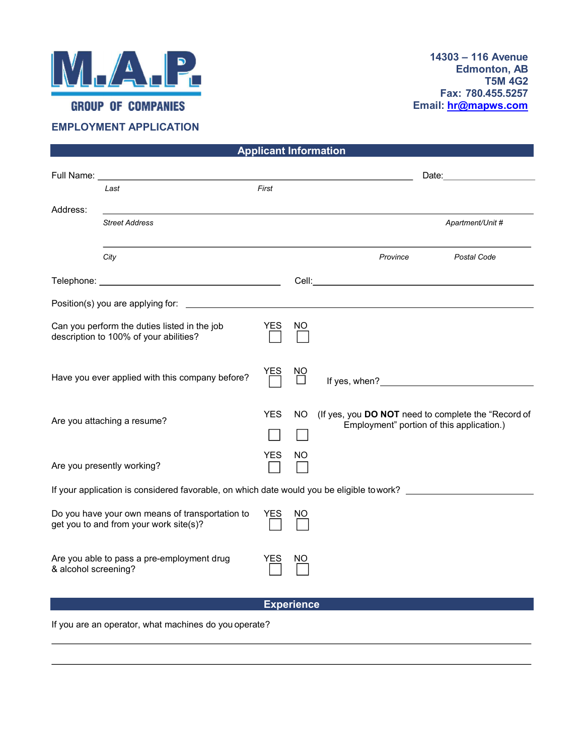M.A.P. GROUP OF COMPANIES

14303 – 116 Avenue
Edmonton, AB
T5M 4G2
Fax: 780.455.5257
Email: hr@mapws.com

## EMPLOYMENT APPLICATION

### Applicant Information

Full Name: ______________________________________________ Date: ______________

*Last* *First*

Address: ______________________________________________________________

*Street Address* *Apartment/Unit #*

______________________________________________________________

*City* *Province* *Postal Code*

Telephone: ______________________ Cell: ______________________

Position(s) you are applying for: ______________________________________

Can you perform the duties listed in the job description to 100% of your abilities? YES ☐ NO ☐

Have you ever applied with this company before? YES ☐ NO ☐ If yes, when? ______________________

Are you attaching a resume? YES ☐ NO ☐ (If yes, you **DO NOT** need to complete the "Record of Employment" portion of this application.)

Are you presently working? YES ☐ NO ☐

If your application is considered favorable, on which date would you be eligible to work? ______________

Do you have your own means of transportation to get you to and from your work site(s)? YES ☐ NO ☐

Are you able to pass a pre-employment drug & alcohol screening? YES ☐ NO ☐

### Experience

If you are an operator, what machines do you operate?

______________________________________________________________

______________________________________________________________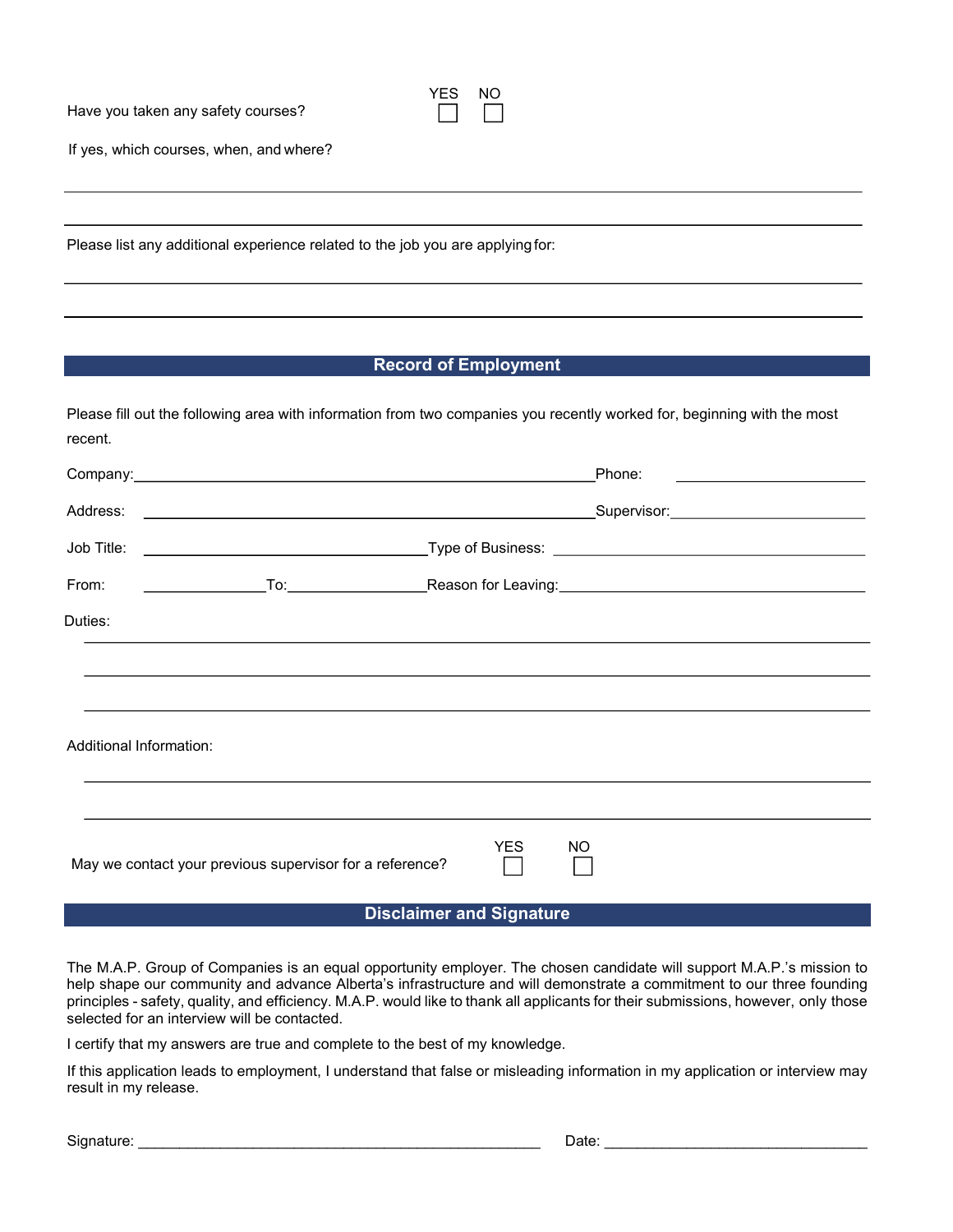Have you taken any safety courses? YES ☐ NO ☐

If yes, which courses, when, and where?

\_\_\_\_\_\_\_\_\_\_\_\_\_\_\_\_\_\_\_\_\_\_\_\_\_\_\_\_\_\_\_\_\_\_\_\_\_\_\_\_\_\_\_\_\_\_\_\_\_\_\_\_\_\_\_\_\_\_\_\_\_\_\_\_\_\_\_\_\_\_\_\_\_\_\_\_\_\_

\_\_\_\_\_\_\_\_\_\_\_\_\_\_\_\_\_\_\_\_\_\_\_\_\_\_\_\_\_\_\_\_\_\_\_\_\_\_\_\_\_\_\_\_\_\_\_\_\_\_\_\_\_\_\_\_\_\_\_\_\_\_\_\_\_\_\_\_\_\_\_\_\_\_\_\_\_\_

Please list any additional experience related to the job you are applying for:

\_\_\_\_\_\_\_\_\_\_\_\_\_\_\_\_\_\_\_\_\_\_\_\_\_\_\_\_\_\_\_\_\_\_\_\_\_\_\_\_\_\_\_\_\_\_\_\_\_\_\_\_\_\_\_\_\_\_\_\_\_\_\_\_\_\_\_\_\_\_\_\_\_\_\_\_\_\_

\_\_\_\_\_\_\_\_\_\_\_\_\_\_\_\_\_\_\_\_\_\_\_\_\_\_\_\_\_\_\_\_\_\_\_\_\_\_\_\_\_\_\_\_\_\_\_\_\_\_\_\_\_\_\_\_\_\_\_\_\_\_\_\_\_\_\_\_\_\_\_\_\_\_\_\_\_\_

## Record of Employment

Please fill out the following area with information from two companies you recently worked for, beginning with the most recent.

Company: \_\_\_\_\_\_\_\_\_\_\_\_\_\_\_\_\_\_\_\_\_\_\_\_\_\_\_\_\_\_\_\_\_\_\_\_\_\_\_\_ Phone: \_\_\_\_\_\_\_\_\_\_\_\_\_\_\_\_\_\_\_\_

Address: \_\_\_\_\_\_\_\_\_\_\_\_\_\_\_\_\_\_\_\_\_\_\_\_\_\_\_\_\_\_\_\_\_\_\_\_\_\_\_\_ Supervisor: \_\_\_\_\_\_\_\_\_\_\_\_\_\_\_\_\_\_\_\_

Job Title: \_\_\_\_\_\_\_\_\_\_\_\_\_\_\_\_\_\_\_\_\_\_\_\_\_\_ Type of Business: \_\_\_\_\_\_\_\_\_\_\_\_\_\_\_\_\_\_\_\_\_\_\_\_\_\_\_\_

From: \_\_\_\_\_\_\_\_\_\_\_\_ To: \_\_\_\_\_\_\_\_\_\_\_\_\_\_ Reason for Leaving: \_\_\_\_\_\_\_\_\_\_\_\_\_\_\_\_\_\_\_\_\_\_\_\_\_\_\_\_

Duties:

\_\_\_\_\_\_\_\_\_\_\_\_\_\_\_\_\_\_\_\_\_\_\_\_\_\_\_\_\_\_\_\_\_\_\_\_\_\_\_\_\_\_\_\_\_\_\_\_\_\_\_\_\_\_\_\_\_\_\_\_\_\_\_\_\_\_\_\_\_\_\_\_\_\_\_\_\_\_

\_\_\_\_\_\_\_\_\_\_\_\_\_\_\_\_\_\_\_\_\_\_\_\_\_\_\_\_\_\_\_\_\_\_\_\_\_\_\_\_\_\_\_\_\_\_\_\_\_\_\_\_\_\_\_\_\_\_\_\_\_\_\_\_\_\_\_\_\_\_\_\_\_\_\_\_\_\_

\_\_\_\_\_\_\_\_\_\_\_\_\_\_\_\_\_\_\_\_\_\_\_\_\_\_\_\_\_\_\_\_\_\_\_\_\_\_\_\_\_\_\_\_\_\_\_\_\_\_\_\_\_\_\_\_\_\_\_\_\_\_\_\_\_\_\_\_\_\_\_\_\_\_\_\_\_\_

Additional Information:

\_\_\_\_\_\_\_\_\_\_\_\_\_\_\_\_\_\_\_\_\_\_\_\_\_\_\_\_\_\_\_\_\_\_\_\_\_\_\_\_\_\_\_\_\_\_\_\_\_\_\_\_\_\_\_\_\_\_\_\_\_\_\_\_\_\_\_\_\_\_\_\_\_\_\_\_\_\_

\_\_\_\_\_\_\_\_\_\_\_\_\_\_\_\_\_\_\_\_\_\_\_\_\_\_\_\_\_\_\_\_\_\_\_\_\_\_\_\_\_\_\_\_\_\_\_\_\_\_\_\_\_\_\_\_\_\_\_\_\_\_\_\_\_\_\_\_\_\_\_\_\_\_\_\_\_\_

May we contact your previous supervisor for a reference? YES ☐ NO ☐

## Disclaimer and Signature

The M.A.P. Group of Companies is an equal opportunity employer. The chosen candidate will support M.A.P.'s mission to help shape our community and advance Alberta's infrastructure and will demonstrate a commitment to our three founding principles - safety, quality, and efficiency. M.A.P. would like to thank all applicants for their submissions, however, only those selected for an interview will be contacted.

I certify that my answers are true and complete to the best of my knowledge.

If this application leads to employment, I understand that false or misleading information in my application or interview may result in my release.

Signature: \_\_\_\_\_\_\_\_\_\_\_\_\_\_\_\_\_\_\_\_\_\_\_\_\_\_\_\_\_\_\_\_\_\_\_\_\_\_\_\_ Date: \_\_\_\_\_\_\_\_\_\_\_\_\_\_\_\_\_\_\_\_\_\_\_\_\_\_